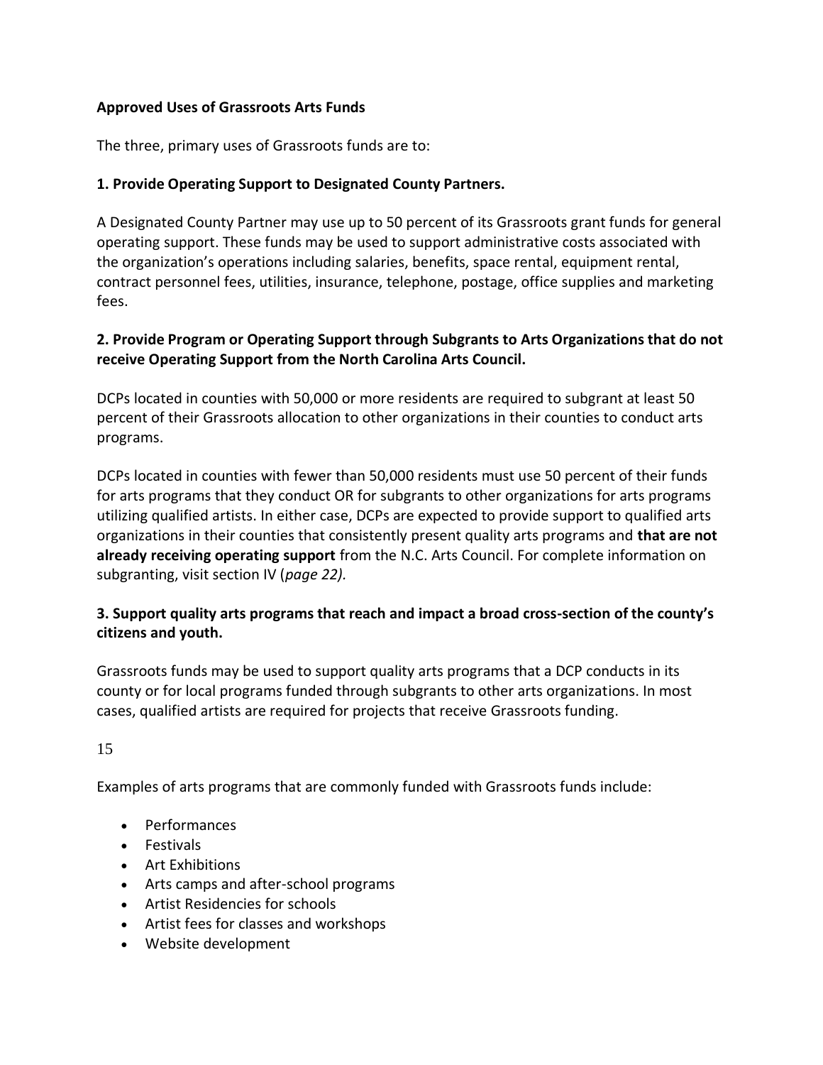**Approved Uses of Grassroots Arts Funds**

The three, primary uses of Grassroots funds are to:

**1. Provide Operating Support to Designated County Partners.**

A Designated County Partner may use up to 50 percent of its Grassroots grant funds for general operating support. These funds may be used to support administrative costs associated with the organization's operations including salaries, benefits, space rental, equipment rental, contract personnel fees, utilities, insurance, telephone, postage, office supplies and marketing fees.

**2. Provide Program or Operating Support through Subgrants to Arts Organizations that do not receive Operating Support from the North Carolina Arts Council.**

DCPs located in counties with 50,000 or more residents are required to subgrant at least 50 percent of their Grassroots allocation to other organizations in their counties to conduct arts programs.

DCPs located in counties with fewer than 50,000 residents must use 50 percent of their funds for arts programs that they conduct OR for subgrants to other organizations for arts programs utilizing qualified artists. In either case, DCPs are expected to provide support to qualified arts organizations in their counties that consistently present quality arts programs and **that are not already receiving operating support** from the N.C. Arts Council. For complete information on subgranting, visit section IV (*page 22).*

**3. Support quality arts programs that reach and impact a broad cross-section of the county's citizens and youth.**

Grassroots funds may be used to support quality arts programs that a DCP conducts in its county or for local programs funded through subgrants to other arts organizations. In most cases, qualified artists are required for projects that receive Grassroots funding.

Examples of arts programs that are commonly funded with Grassroots funds include:

- Performances
- Festivals
- Art Exhibitions
- Arts camps and after-school programs
- Artist Residencies for schools
- Artist fees for classes and workshops
- Website development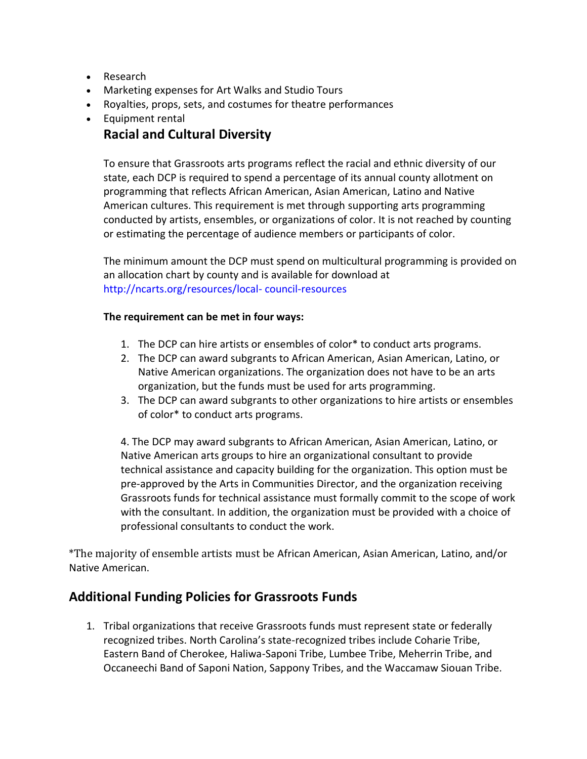- Research
- Marketing expenses for Art Walks and Studio Tours
- Royalties, props, sets, and costumes for theatre performances
- Equipment rental

## Racial and Cultural Diversity

To ensure that Grassroots arts programs reflect the racial and ethnic diversity of our state, each DCP is required to spend a percentage of its annual county allotment on programming that reflects African American, Asian American, Latino and Native American cultures. This requirement is met through supporting arts programming conducted by artists, ensembles, or organizations of color. It is not reached by counting or estimating the percentage of audience members or participants of color.

The minimum amount the DCP must spend on multicultural programming is provided on an allocation chart by county and is available for download at http://ncarts.org/resources/local- council-resources

**The requirement can be met in four ways:**

1. The DCP can hire artists or ensembles of color* to conduct arts programs.
2. The DCP can award subgrants to African American, Asian American, Latino, or Native American organizations. The organization does not have to be an arts organization, but the funds must be used for arts programming.
3. The DCP can award subgrants to other organizations to hire artists or ensembles of color* to conduct arts programs.
4. The DCP may award subgrants to African American, Asian American, Latino, or Native American arts groups to hire an organizational consultant to provide technical assistance and capacity building for the organization. This option must be pre-approved by the Arts in Communities Director, and the organization receiving Grassroots funds for technical assistance must formally commit to the scope of work with the consultant. In addition, the organization must be provided with a choice of professional consultants to conduct the work.

*The majority of ensemble artists must be African American, Asian American, Latino, and/or Native American.

## Additional Funding Policies for Grassroots Funds

1. Tribal organizations that receive Grassroots funds must represent state or federally recognized tribes. North Carolina's state-recognized tribes include Coharie Tribe, Eastern Band of Cherokee, Haliwa-Saponi Tribe, Lumbee Tribe, Meherrin Tribe, and Occaneechi Band of Saponi Nation, Sappony Tribes, and the Waccamaw Siouan Tribe.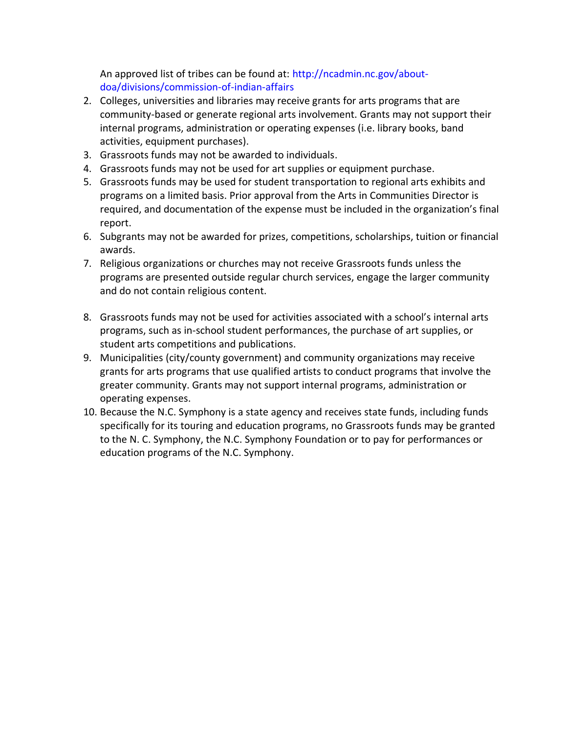An approved list of tribes can be found at: http://ncadmin.nc.gov/about-doa/divisions/commission-of-indian-affairs

2. Colleges, universities and libraries may receive grants for arts programs that are community-based or generate regional arts involvement. Grants may not support their internal programs, administration or operating expenses (i.e. library books, band activities, equipment purchases).
3. Grassroots funds may not be awarded to individuals.
4. Grassroots funds may not be used for art supplies or equipment purchase.
5. Grassroots funds may be used for student transportation to regional arts exhibits and programs on a limited basis. Prior approval from the Arts in Communities Director is required, and documentation of the expense must be included in the organization's final report.
6. Subgrants may not be awarded for prizes, competitions, scholarships, tuition or financial awards.
7. Religious organizations or churches may not receive Grassroots funds unless the programs are presented outside regular church services, engage the larger community and do not contain religious content.
8. Grassroots funds may not be used for activities associated with a school's internal arts programs, such as in-school student performances, the purchase of art supplies, or student arts competitions and publications.
9. Municipalities (city/county government) and community organizations may receive grants for arts programs that use qualified artists to conduct programs that involve the greater community. Grants may not support internal programs, administration or operating expenses.
10. Because the N.C. Symphony is a state agency and receives state funds, including funds specifically for its touring and education programs, no Grassroots funds may be granted to the N. C. Symphony, the N.C. Symphony Foundation or to pay for performances or education programs of the N.C. Symphony.